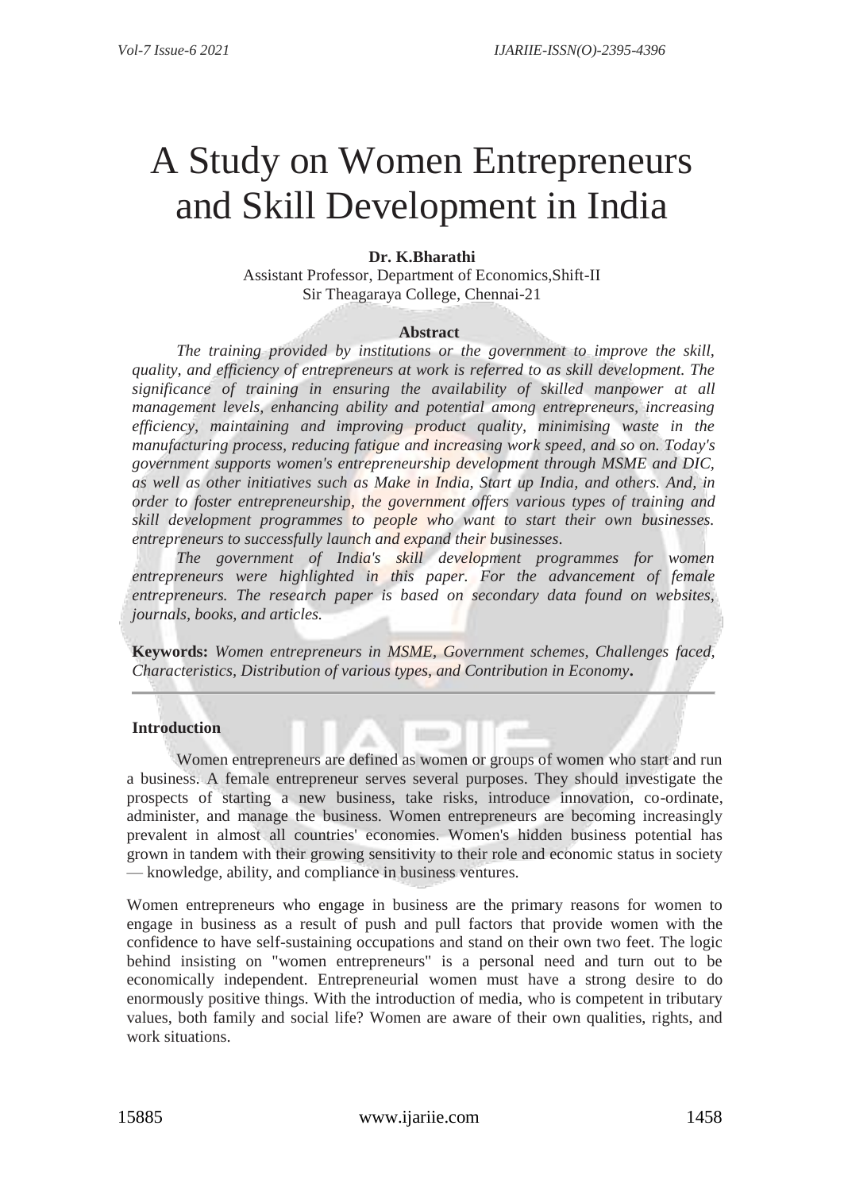# A Study on Women Entrepreneurs and Skill Development in India

**Dr. K.Bharathi**

Assistant Professor, Department of Economics,Shift-II
Sir Theagaraya College, Chennai-21

**Abstract**

*The training provided by institutions or the government to improve the skill, quality, and efficiency of entrepreneurs at work is referred to as skill development. The significance of training in ensuring the availability of skilled manpower at all management levels, enhancing ability and potential among entrepreneurs, increasing efficiency, maintaining and improving product quality, minimising waste in the manufacturing process, reducing fatigue and increasing work speed, and so on. Today's government supports women's entrepreneurship development through MSME and DIC, as well as other initiatives such as Make in India, Start up India, and others. And, in order to foster entrepreneurship, the government offers various types of training and skill development programmes to people who want to start their own businesses. entrepreneurs to successfully launch and expand their businesses.*

*The government of India's skill development programmes for women entrepreneurs were highlighted in this paper. For the advancement of female entrepreneurs. The research paper is based on secondary data found on websites, journals, books, and articles.*

**Keywords:** *Women entrepreneurs in MSME, Government schemes, Challenges faced, Characteristics, Distribution of various types, and Contribution in Economy***.**

## Introduction

Women entrepreneurs are defined as women or groups of women who start and run a business. A female entrepreneur serves several purposes. They should investigate the prospects of starting a new business, take risks, introduce innovation, co-ordinate, administer, and manage the business. Women entrepreneurs are becoming increasingly prevalent in almost all countries' economies. Women's hidden business potential has grown in tandem with their growing sensitivity to their role and economic status in society — knowledge, ability, and compliance in business ventures.

Women entrepreneurs who engage in business are the primary reasons for women to engage in business as a result of push and pull factors that provide women with the confidence to have self-sustaining occupations and stand on their own two feet. The logic behind insisting on "women entrepreneurs" is a personal need and turn out to be economically independent. Entrepreneurial women must have a strong desire to do enormously positive things. With the introduction of media, who is competent in tributary values, both family and social life? Women are aware of their own qualities, rights, and work situations.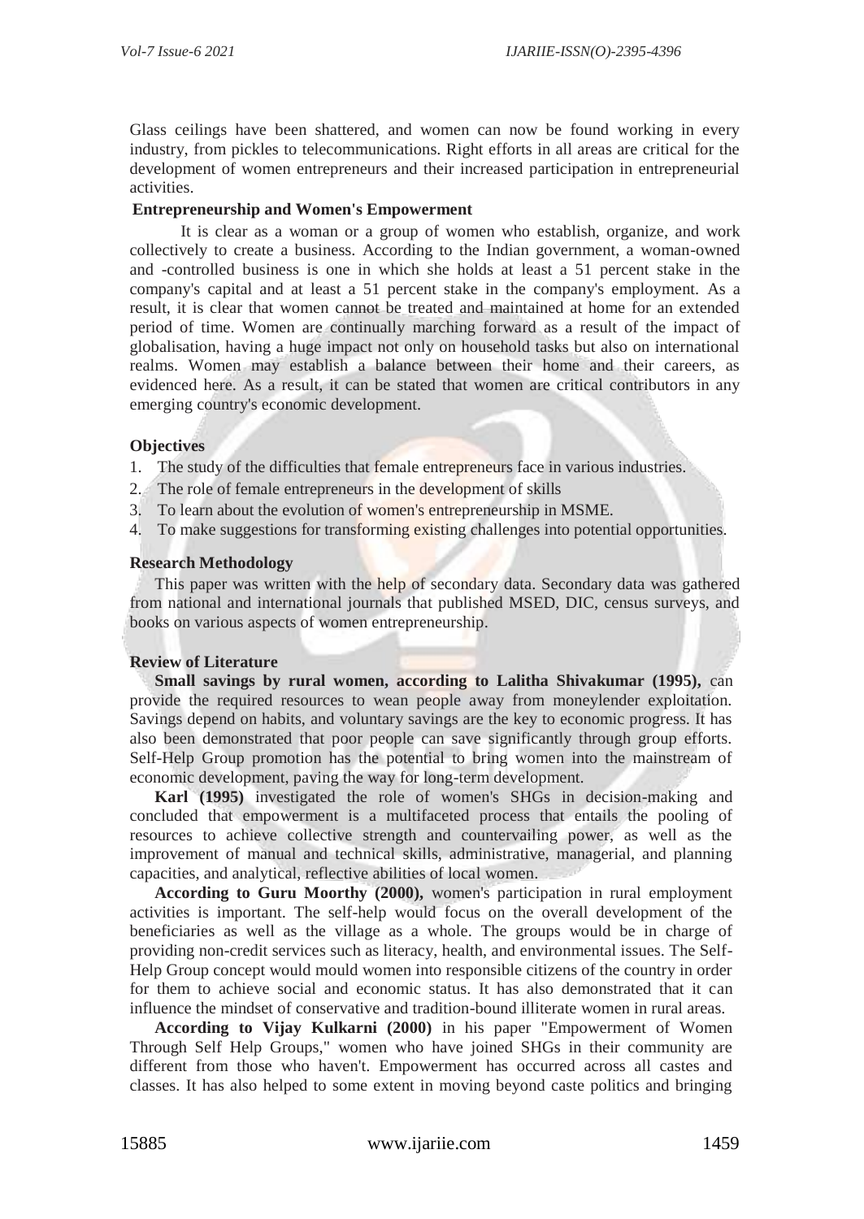Glass ceilings have been shattered, and women can now be found working in every industry, from pickles to telecommunications. Right efforts in all areas are critical for the development of women entrepreneurs and their increased participation in entrepreneurial activities.

**Entrepreneurship and Women's Empowerment**

It is clear as a woman or a group of women who establish, organize, and work collectively to create a business. According to the Indian government, a woman-owned and -controlled business is one in which she holds at least a 51 percent stake in the company's capital and at least a 51 percent stake in the company's employment. As a result, it is clear that women cannot be treated and maintained at home for an extended period of time. Women are continually marching forward as a result of the impact of globalisation, having a huge impact not only on household tasks but also on international realms. Women may establish a balance between their home and their careers, as evidenced here. As a result, it can be stated that women are critical contributors in any emerging country's economic development.

**Objectives**

1. The study of the difficulties that female entrepreneurs face in various industries.
2. The role of female entrepreneurs in the development of skills
3. To learn about the evolution of women's entrepreneurship in MSME.
4. To make suggestions for transforming existing challenges into potential opportunities.

**Research Methodology**

This paper was written with the help of secondary data. Secondary data was gathered from national and international journals that published MSED, DIC, census surveys, and books on various aspects of women entrepreneurship.

**Review of Literature**

**Small savings by rural women, according to Lalitha Shivakumar (1995),** can provide the required resources to wean people away from moneylender exploitation. Savings depend on habits, and voluntary savings are the key to economic progress. It has also been demonstrated that poor people can save significantly through group efforts. Self-Help Group promotion has the potential to bring women into the mainstream of economic development, paving the way for long-term development.

**Karl (1995)** investigated the role of women's SHGs in decision-making and concluded that empowerment is a multifaceted process that entails the pooling of resources to achieve collective strength and countervailing power, as well as the improvement of manual and technical skills, administrative, managerial, and planning capacities, and analytical, reflective abilities of local women.

**According to Guru Moorthy (2000),** women's participation in rural employment activities is important. The self-help would focus on the overall development of the beneficiaries as well as the village as a whole. The groups would be in charge of providing non-credit services such as literacy, health, and environmental issues. The Self-Help Group concept would mould women into responsible citizens of the country in order for them to achieve social and economic status. It has also demonstrated that it can influence the mindset of conservative and tradition-bound illiterate women in rural areas.

**According to Vijay Kulkarni (2000)** in his paper "Empowerment of Women Through Self Help Groups," women who have joined SHGs in their community are different from those who haven't. Empowerment has occurred across all castes and classes. It has also helped to some extent in moving beyond caste politics and bringing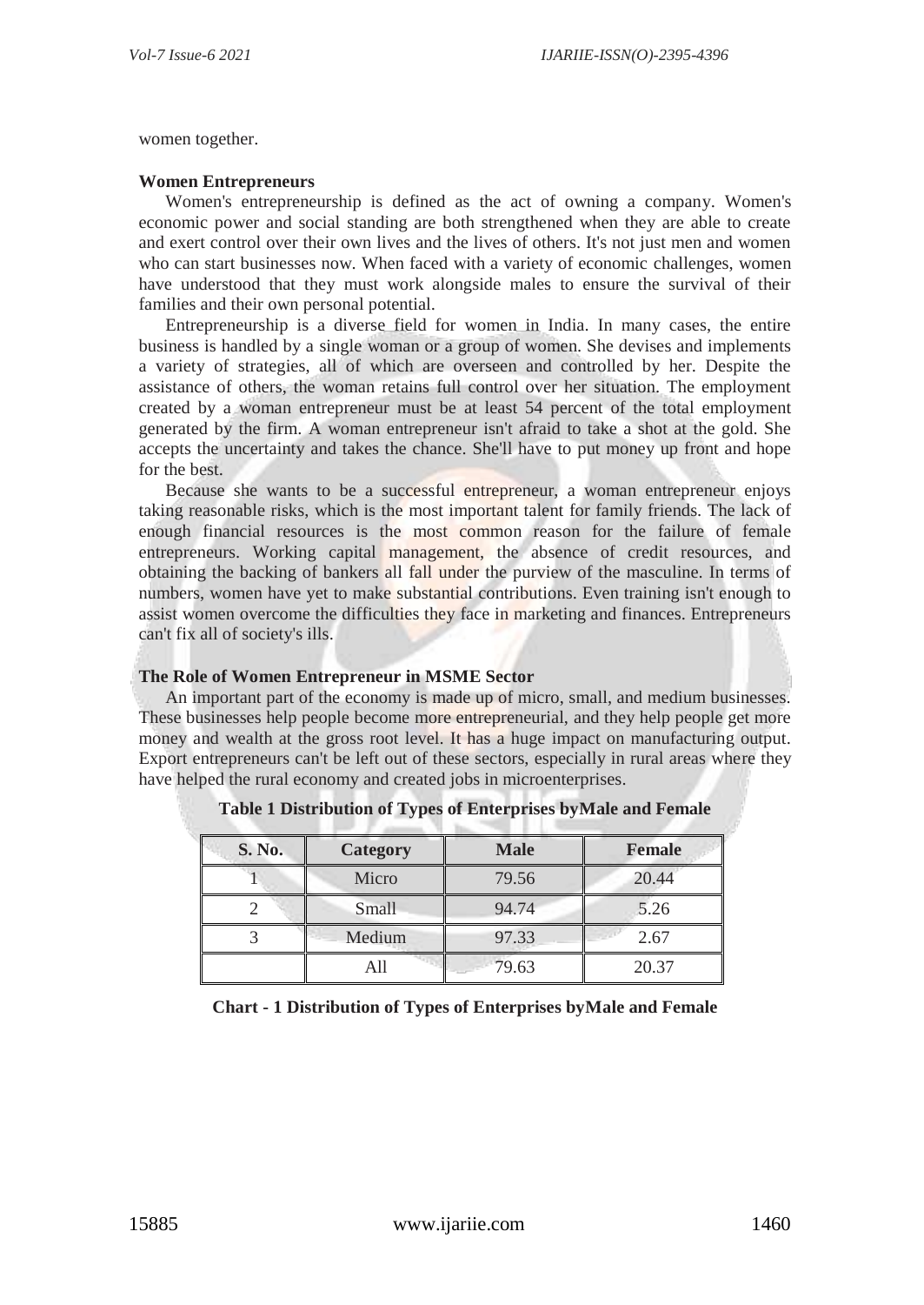women together.

**Women Entrepreneurs**

Women's entrepreneurship is defined as the act of owning a company. Women's economic power and social standing are both strengthened when they are able to create and exert control over their own lives and the lives of others. It's not just men and women who can start businesses now. When faced with a variety of economic challenges, women have understood that they must work alongside males to ensure the survival of their families and their own personal potential.

Entrepreneurship is a diverse field for women in India. In many cases, the entire business is handled by a single woman or a group of women. She devises and implements a variety of strategies, all of which are overseen and controlled by her. Despite the assistance of others, the woman retains full control over her situation. The employment created by a woman entrepreneur must be at least 54 percent of the total employment generated by the firm. A woman entrepreneur isn't afraid to take a shot at the gold. She accepts the uncertainty and takes the chance. She'll have to put money up front and hope for the best.

Because she wants to be a successful entrepreneur, a woman entrepreneur enjoys taking reasonable risks, which is the most important talent for family friends. The lack of enough financial resources is the most common reason for the failure of female entrepreneurs. Working capital management, the absence of credit resources, and obtaining the backing of bankers all fall under the purview of the masculine. In terms of numbers, women have yet to make substantial contributions. Even training isn't enough to assist women overcome the difficulties they face in marketing and finances. Entrepreneurs can't fix all of society's ills.

**The Role of Women Entrepreneur in MSME Sector**

An important part of the economy is made up of micro, small, and medium businesses. These businesses help people become more entrepreneurial, and they help people get more money and wealth at the gross root level. It has a huge impact on manufacturing output. Export entrepreneurs can't be left out of these sectors, especially in rural areas where they have helped the rural economy and created jobs in microenterprises.

**Table 1 Distribution of Types of Enterprises byMale and Female**

| S. No. | Category | Male | Female |
|---|---|---|---|
| 1 | Micro | 79.56 | 20.44 |
| 2 | Small | 94.74 | 5.26 |
| 3 | Medium | 97.33 | 2.67 |
| | All | 79.63 | 20.37 |

**Chart - 1 Distribution of Types of Enterprises byMale and Female**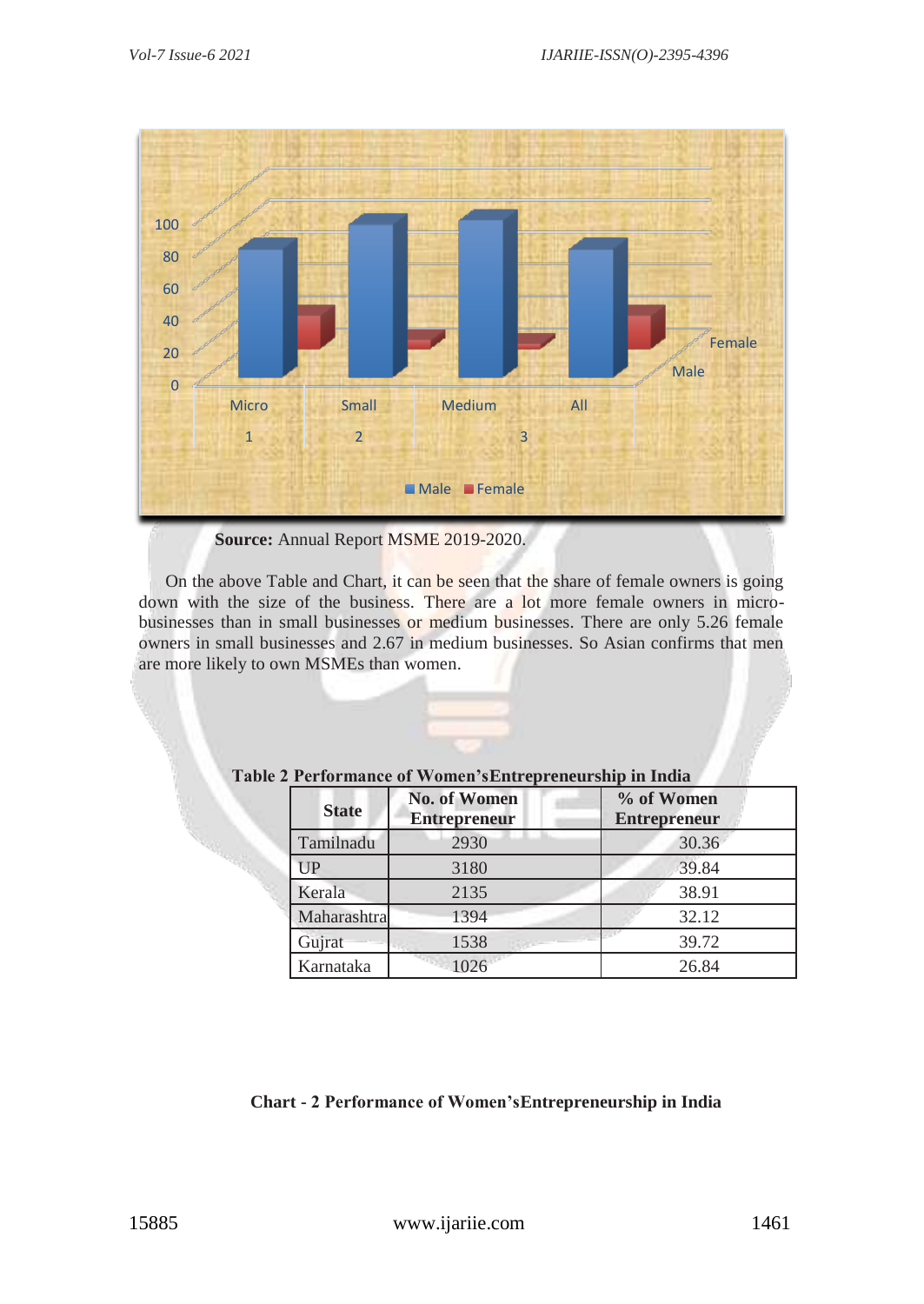**Source:** Annual Report MSME 2019-2020.

On the above Table and Chart, it can be seen that the share of female owners is going down with the size of the business. There are a lot more female owners in micro-businesses than in small businesses or medium businesses. There are only 5.26 female owners in small businesses and 2.67 in medium businesses. So Asian confirms that men are more likely to own MSMEs than women.

**Table 2 Performance of Women'sEntrepreneurship in India**

| State | No. of Women Entrepreneur | % of Women Entrepreneur |
|---|---|---|
| Tamilnadu | 2930 | 30.36 |
| UP | 3180 | 39.84 |
| Kerala | 2135 | 38.91 |
| Maharashtra | 1394 | 32.12 |
| Gujrat | 1538 | 39.72 |
| Karnataka | 1026 | 26.84 |

**Chart - 2 Performance of Women'sEntrepreneurship in India**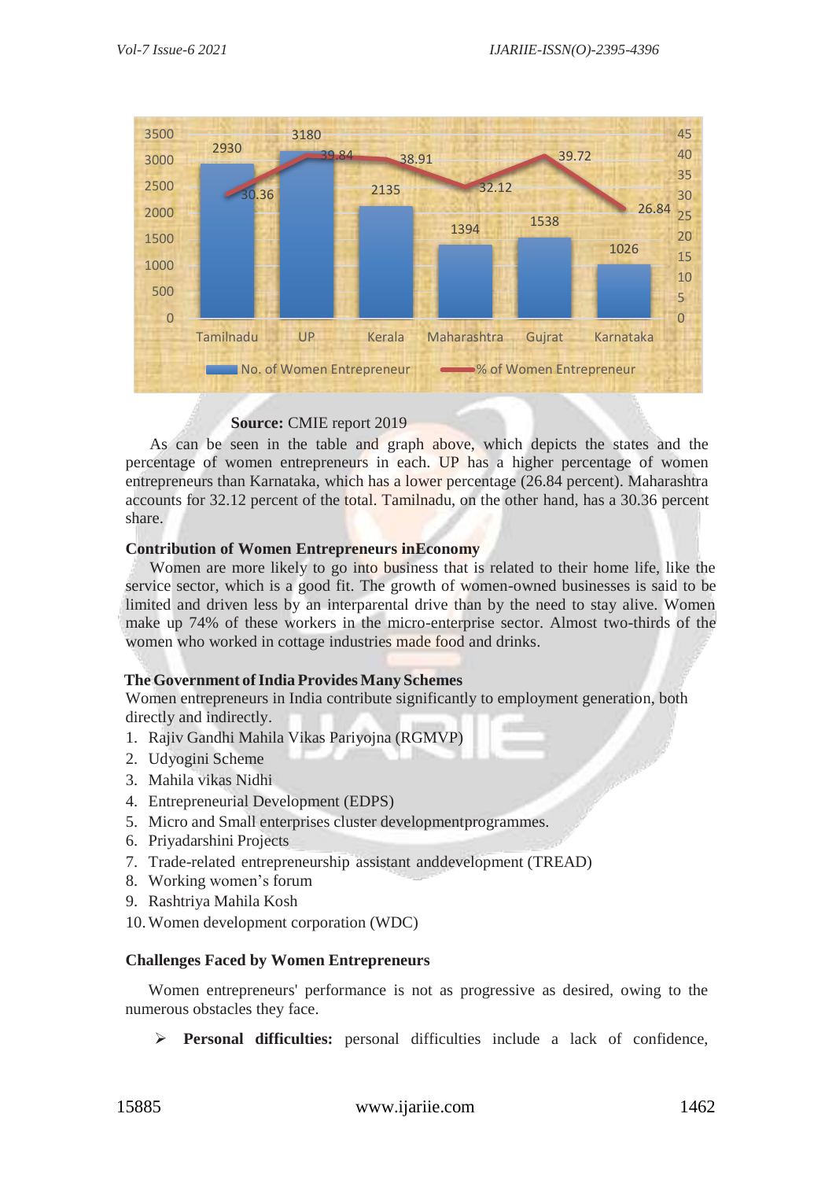| State | No. of Women Entrepreneur | % of Women Entrepreneur |
|---|---|---|
| Tamilnadu | 2930 | 30.36 |
| UP | 3180 | 39.84 |
| Kerala | 2135 | 38.91 |
| Maharashtra | 1394 | 32.12 |
| Gujrat | 1538 | 39.72 |
| Karnataka | 1026 | 26.84 |

**Source:** CMIE report 2019

As can be seen in the table and graph above, which depicts the states and the percentage of women entrepreneurs in each. UP has a higher percentage of women entrepreneurs than Karnataka, which has a lower percentage (26.84 percent). Maharashtra accounts for 32.12 percent of the total. Tamilnadu, on the other hand, has a 30.36 percent share.

**Contribution of Women Entrepreneurs inEconomy**

Women are more likely to go into business that is related to their home life, like the service sector, which is a good fit. The growth of women-owned businesses is said to be limited and driven less by an interparental drive than by the need to stay alive. Women make up 74% of these workers in the micro-enterprise sector. Almost two-thirds of the women who worked in cottage industries made food and drinks.

**The Government of India Provides Many Schemes**

Women entrepreneurs in India contribute significantly to employment generation, both directly and indirectly.

1. Rajiv Gandhi Mahila Vikas Pariyojna (RGMVP)
2. Udyogini Scheme
3. Mahila vikas Nidhi
4. Entrepreneurial Development (EDPS)
5. Micro and Small enterprises cluster developmentprogrammes.
6. Priyadarshini Projects
7. Trade-related entrepreneurship assistant anddevelopment (TREAD)
8. Working women's forum
9. Rashtriya Mahila Kosh
10. Women development corporation (WDC)

**Challenges Faced by Women Entrepreneurs**

Women entrepreneurs' performance is not as progressive as desired, owing to the numerous obstacles they face.

- **Personal difficulties:** personal difficulties include a lack of confidence,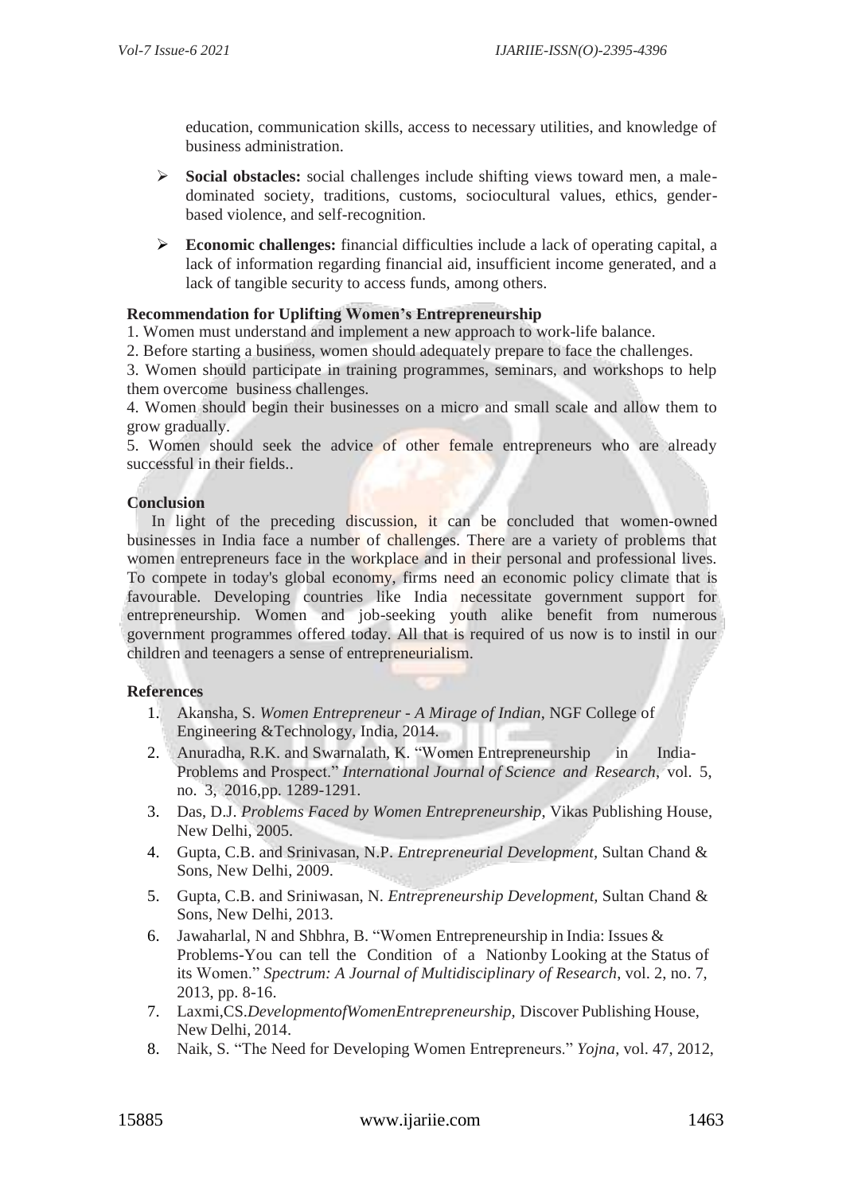education, communication skills, access to necessary utilities, and knowledge of business administration.

- **Social obstacles:** social challenges include shifting views toward men, a male-dominated society, traditions, customs, sociocultural values, ethics, gender-based violence, and self-recognition.
- **Economic challenges:** financial difficulties include a lack of operating capital, a lack of information regarding financial aid, insufficient income generated, and a lack of tangible security to access funds, among others.

**Recommendation for Uplifting Women's Entrepreneurship**

1. Women must understand and implement a new approach to work-life balance.
2. Before starting a business, women should adequately prepare to face the challenges.
3. Women should participate in training programmes, seminars, and workshops to help them overcome business challenges.
4. Women should begin their businesses on a micro and small scale and allow them to grow gradually.
5. Women should seek the advice of other female entrepreneurs who are already successful in their fields..

**Conclusion**

In light of the preceding discussion, it can be concluded that women-owned businesses in India face a number of challenges. There are a variety of problems that women entrepreneurs face in the workplace and in their personal and professional lives. To compete in today's global economy, firms need an economic policy climate that is favourable. Developing countries like India necessitate government support for entrepreneurship. Women and job-seeking youth alike benefit from numerous government programmes offered today. All that is required of us now is to instil in our children and teenagers a sense of entrepreneurialism.

**References**

1. Akansha, S. *Women Entrepreneur - A Mirage of Indian*, NGF College of Engineering &Technology, India, 2014.
2. Anuradha, R.K. and Swarnalath, K. "Women Entrepreneurship in India- Problems and Prospect." *International Journal of Science and Research*, vol. 5, no. 3, 2016,pp. 1289-1291.
3. Das, D.J. *Problems Faced by Women Entrepreneurship*, Vikas Publishing House, New Delhi, 2005.
4. Gupta, C.B. and Srinivasan, N.P. *Entrepreneurial Development*, Sultan Chand & Sons, New Delhi, 2009.
5. Gupta, C.B. and Sriniwasan, N. *Entrepreneurship Development*, Sultan Chand & Sons, New Delhi, 2013.
6. Jawaharlal, N and Shbhra, B. "Women Entrepreneurship in India: Issues & Problems-You can tell the Condition of a Nationby Looking at the Status of its Women." *Spectrum: A Journal of Multidisciplinary of Research*, vol. 2, no. 7, 2013, pp. 8-16.
7. Laxmi,CS.*DevelopmentofWomenEntrepreneurship,* Discover Publishing House, New Delhi, 2014.
8. Naik, S. "The Need for Developing Women Entrepreneurs." *Yojna*, vol. 47, 2012,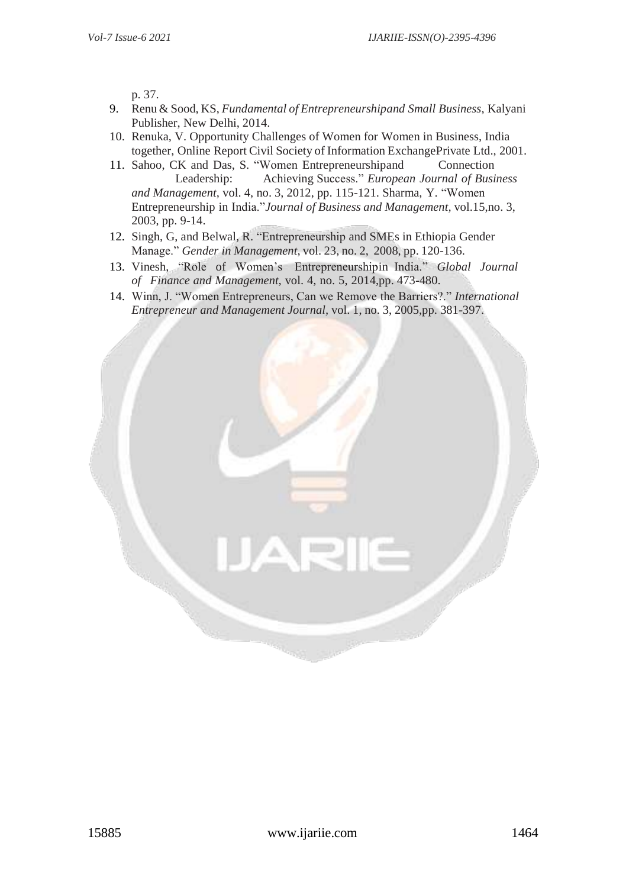p. 37.

9. Renu & Sood, KS, *Fundamental of Entrepreneurshipand Small Business*, Kalyani Publisher, New Delhi, 2014.
10. Renuka, V. Opportunity Challenges of Women for Women in Business, India together, Online Report Civil Society of Information ExchangePrivate Ltd., 2001.
11. Sahoo, CK and Das, S. "Women Entrepreneurshipand Connection Leadership: Achieving Success." *European Journal of Business and Management*, vol. 4, no. 3, 2012, pp. 115-121. Sharma, Y. "Women Entrepreneurship in India."*Journal of Business and Management,* vol.15,no. 3, 2003, pp. 9-14.
12. Singh, G, and Belwal, R. "Entrepreneurship and SMEs in Ethiopia Gender Manage." *Gender in Management*, vol. 23, no. 2, 2008, pp. 120-136.
13. Vinesh, "Role of Women's Entrepreneurshipin India." *Global Journal of Finance and Management,* vol. 4, no. 5, 2014,pp. 473-480.
14. Winn, J. "Women Entrepreneurs, Can we Remove the Barriers?." *International Entrepreneur and Management Journal*, vol. 1, no. 3, 2005,pp. 381-397.